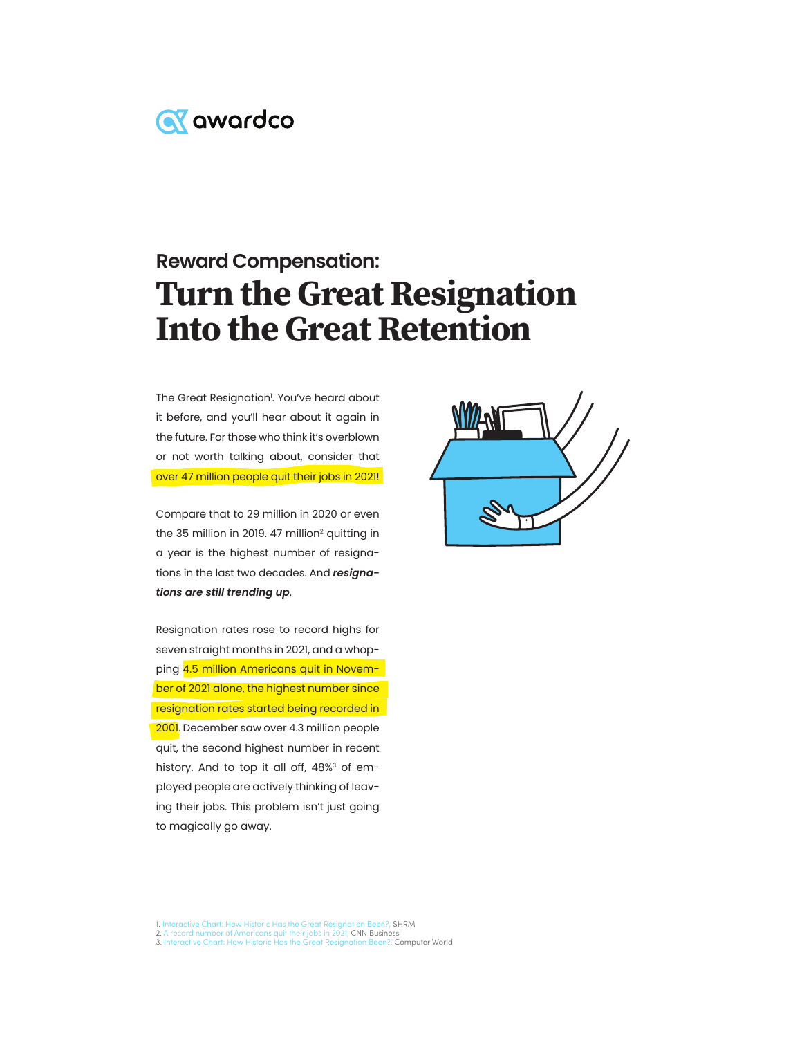awardco

## Reward Compensation:

# Turn the Great Resignation Into the Great Retention

The Great Resignation[1]. You've heard about it before, and you'll hear about it again in the future. For those who think it's overblown or not worth talking about, consider that over 47 million people quit their jobs in 2021!

Compare that to 29 million in 2020 or even the 35 million in 2019. 47 million[2] quitting in a year is the highest number of resignations in the last two decades. And ***resignations are still trending up***.

Resignation rates rose to record highs for seven straight months in 2021, and a whopping 4.5 million Americans quit in November of 2021 alone, the highest number since resignation rates started being recorded in 2001. December saw over 4.3 million people quit, the second highest number in recent history. And to top it all off, 48%[3] of employed people are actively thinking of leaving their jobs. This problem isn't just going to magically go away.

1. Interactive Chart: How Historic Has the Great Resignation Been?, SHRM
2. A record number of Americans quit their jobs in 2021, CNN Business
3. Interactive Chart: How Historic Has the Great Resignation Been?, Computer World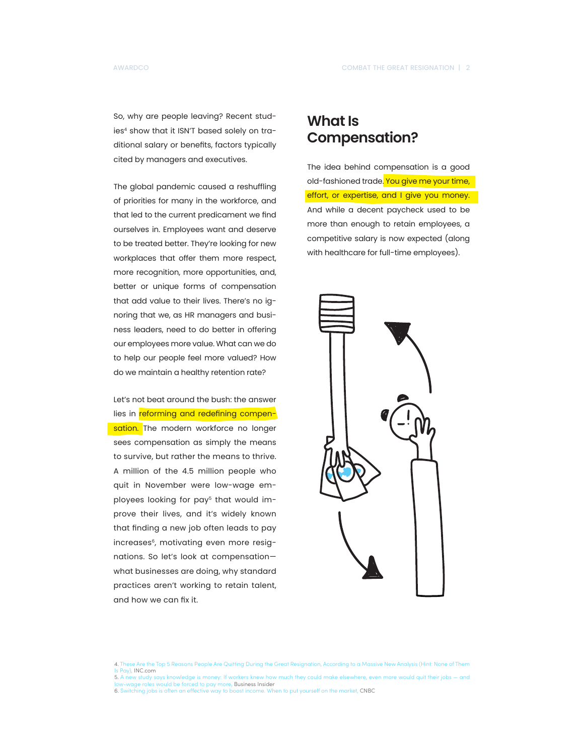So, why are people leaving? Recent studies[4] show that it ISN'T based solely on traditional salary or benefits, factors typically cited by managers and executives.

The global pandemic caused a reshuffling of priorities for many in the workforce, and that led to the current predicament we find ourselves in. Employees want and deserve to be treated better. They're looking for new workplaces that offer them more respect, more recognition, more opportunities, and, better or unique forms of compensation that add value to their lives. There's no ignoring that we, as HR managers and business leaders, need to do better in offering our employees more value. What can we do to help our people feel more valued? How do we maintain a healthy retention rate?

Let's not beat around the bush: the answer lies in reforming and redefining compensation. The modern workforce no longer sees compensation as simply the means to survive, but rather the means to thrive. A million of the 4.5 million people who quit in November were low-wage employees looking for pay[5] that would improve their lives, and it's widely known that finding a new job often leads to pay increases[6], motivating even more resignations. So let's look at compensation—what businesses are doing, why standard practices aren't working to retain talent, and how we can fix it.

## What Is Compensation?

The idea behind compensation is a good old-fashioned trade. You give me your time, effort, or expertise, and I give you money. And while a decent paycheck used to be more than enough to retain employees, a competitive salary is now expected (along with healthcare for full-time employees).

4. These Are the Top 5 Reasons People Are Quitting During the Great Resignation, According to a Massive New Analysis (Hint: None of Them Is Pay), INC.com
5. A new study says knowledge is money: If workers knew how much they could make elsewhere, even more would quit their jobs — and low-wage roles would be forced to pay more, Business Insider
6. Switching jobs is often an effective way to boost income. When to put yourself on the market, CNBC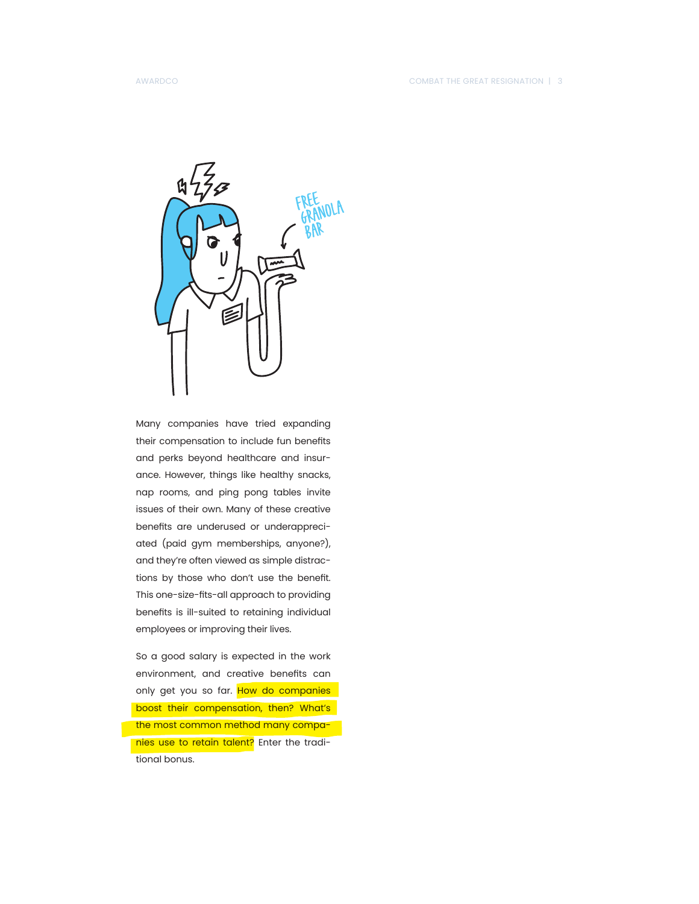Many companies have tried expanding their compensation to include fun benefits and perks beyond healthcare and insurance. However, things like healthy snacks, nap rooms, and ping pong tables invite issues of their own. Many of these creative benefits are underused or underappreciated (paid gym memberships, anyone?), and they're often viewed as simple distractions by those who don't use the benefit. This one-size-fits-all approach to providing benefits is ill-suited to retaining individual employees or improving their lives.

So a good salary is expected in the work environment, and creative benefits can only get you so far. How do companies boost their compensation, then? What's the most common method many companies use to retain talent? Enter the traditional bonus.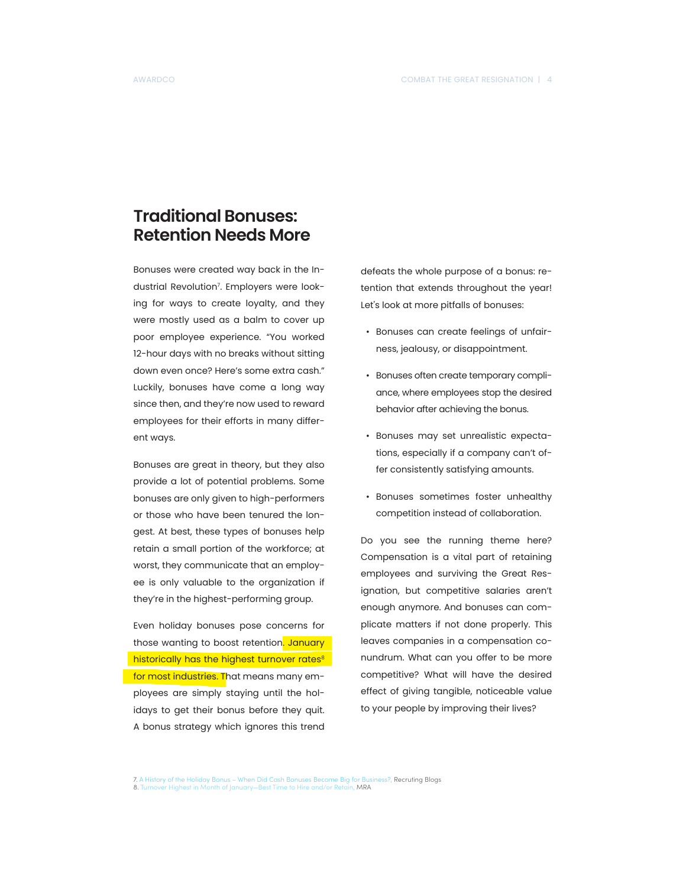# Traditional Bonuses: Retention Needs More

Bonuses were created way back in the Industrial Revolution[7]. Employers were looking for ways to create loyalty, and they were mostly used as a balm to cover up poor employee experience. "You worked 12-hour days with no breaks without sitting down even once? Here's some extra cash." Luckily, bonuses have come a long way since then, and they're now used to reward employees for their efforts in many different ways.

Bonuses are great in theory, but they also provide a lot of potential problems. Some bonuses are only given to high-performers or those who have been tenured the longest. At best, these types of bonuses help retain a small portion of the workforce; at worst, they communicate that an employee is only valuable to the organization if they're in the highest-performing group.

Even holiday bonuses pose concerns for those wanting to boost retention. January historically has the highest turnover rates[8] for most industries. That means many employees are simply staying until the holidays to get their bonus before they quit. A bonus strategy which ignores this trend defeats the whole purpose of a bonus: retention that extends throughout the year! Let's look at more pitfalls of bonuses:

- Bonuses can create feelings of unfairness, jealousy, or disappointment.
- Bonuses often create temporary compliance, where employees stop the desired behavior after achieving the bonus.
- Bonuses may set unrealistic expectations, especially if a company can't offer consistently satisfying amounts.
- Bonuses sometimes foster unhealthy competition instead of collaboration.

Do you see the running theme here? Compensation is a vital part of retaining employees and surviving the Great Resignation, but competitive salaries aren't enough anymore. And bonuses can complicate matters if not done properly. This leaves companies in a compensation conundrum. What can you offer to be more competitive? What will have the desired effect of giving tangible, noticeable value to your people by improving their lives?

7. A History of the Holiday Bonus – When Did Cash Bonuses Become Big for Business?, Recruting Blogs
8. Turnover Highest in Month of January—Best Time to Hire and/or Retain, MRA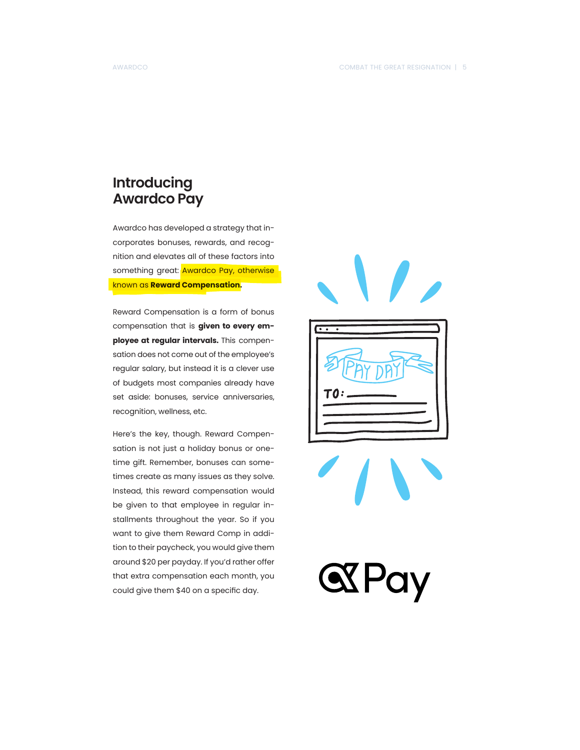# Introducing Awardco Pay

Awardco has developed a strategy that incorporates bonuses, rewards, and recognition and elevates all of these factors into something great: Awardco Pay, otherwise known as **Reward Compensation**.

Reward Compensation is a form of bonus compensation that is **given to every employee at regular intervals.** This compensation does not come out of the employee's regular salary, but instead it is a clever use of budgets most companies already have set aside: bonuses, service anniversaries, recognition, wellness, etc.

Here's the key, though. Reward Compensation is not just a holiday bonus or one-time gift. Remember, bonuses can sometimes create as many issues as they solve. Instead, this reward compensation would be given to that employee in regular installments throughout the year. So if you want to give them Reward Comp in addition to their paycheck, you would give them around $20 per payday. If you'd rather offer that extra compensation each month, you could give them $40 on a specific day.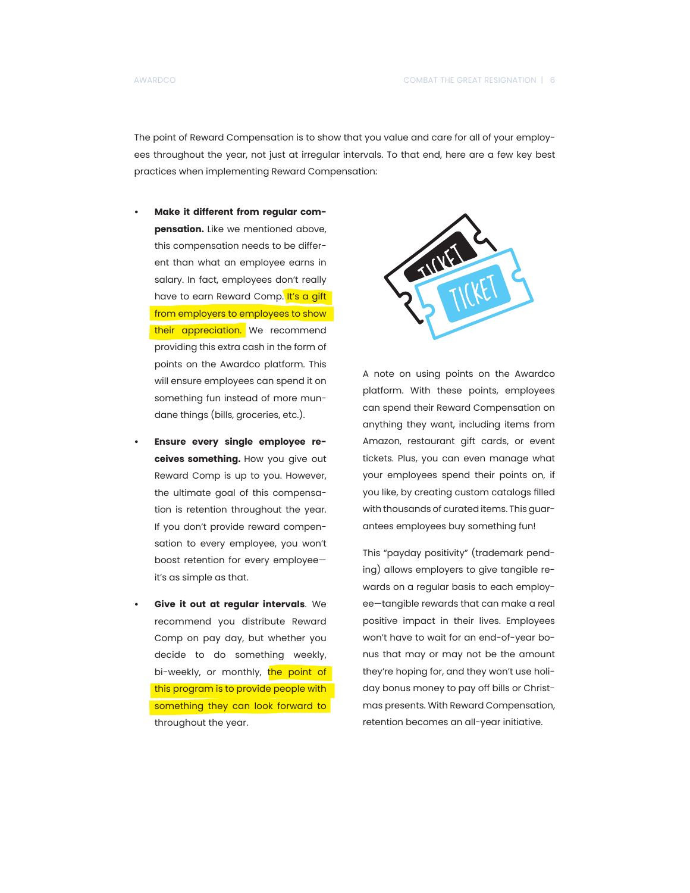The point of Reward Compensation is to show that you value and care for all of your employees throughout the year, not just at irregular intervals. To that end, here are a few key best practices when implementing Reward Compensation:

- **Make it different from regular compensation.** Like we mentioned above, this compensation needs to be different than what an employee earns in salary. In fact, employees don't really have to earn Reward Comp. It's a gift from employers to employees to show their appreciation. We recommend providing this extra cash in the form of points on the Awardco platform. This will ensure employees can spend it on something fun instead of more mundane things (bills, groceries, etc.).

- **Ensure every single employee receives something.** How you give out Reward Comp is up to you. However, the ultimate goal of this compensation is retention throughout the year. If you don't provide reward compensation to every employee, you won't boost retention for every employee—it's as simple as that.

- **Give it out at regular intervals**. We recommend you distribute Reward Comp on pay day, but whether you decide to do something weekly, bi-weekly, or monthly, the point of this program is to provide people with something they can look forward to throughout the year.

A note on using points on the Awardco platform. With these points, employees can spend their Reward Compensation on anything they want, including items from Amazon, restaurant gift cards, or event tickets. Plus, you can even manage what your employees spend their points on, if you like, by creating custom catalogs filled with thousands of curated items. This guarantees employees buy something fun!

This "payday positivity" (trademark pending) allows employers to give tangible rewards on a regular basis to each employee—tangible rewards that can make a real positive impact in their lives. Employees won't have to wait for an end-of-year bonus that may or may not be the amount they're hoping for, and they won't use holiday bonus money to pay off bills or Christmas presents. With Reward Compensation, retention becomes an all-year initiative.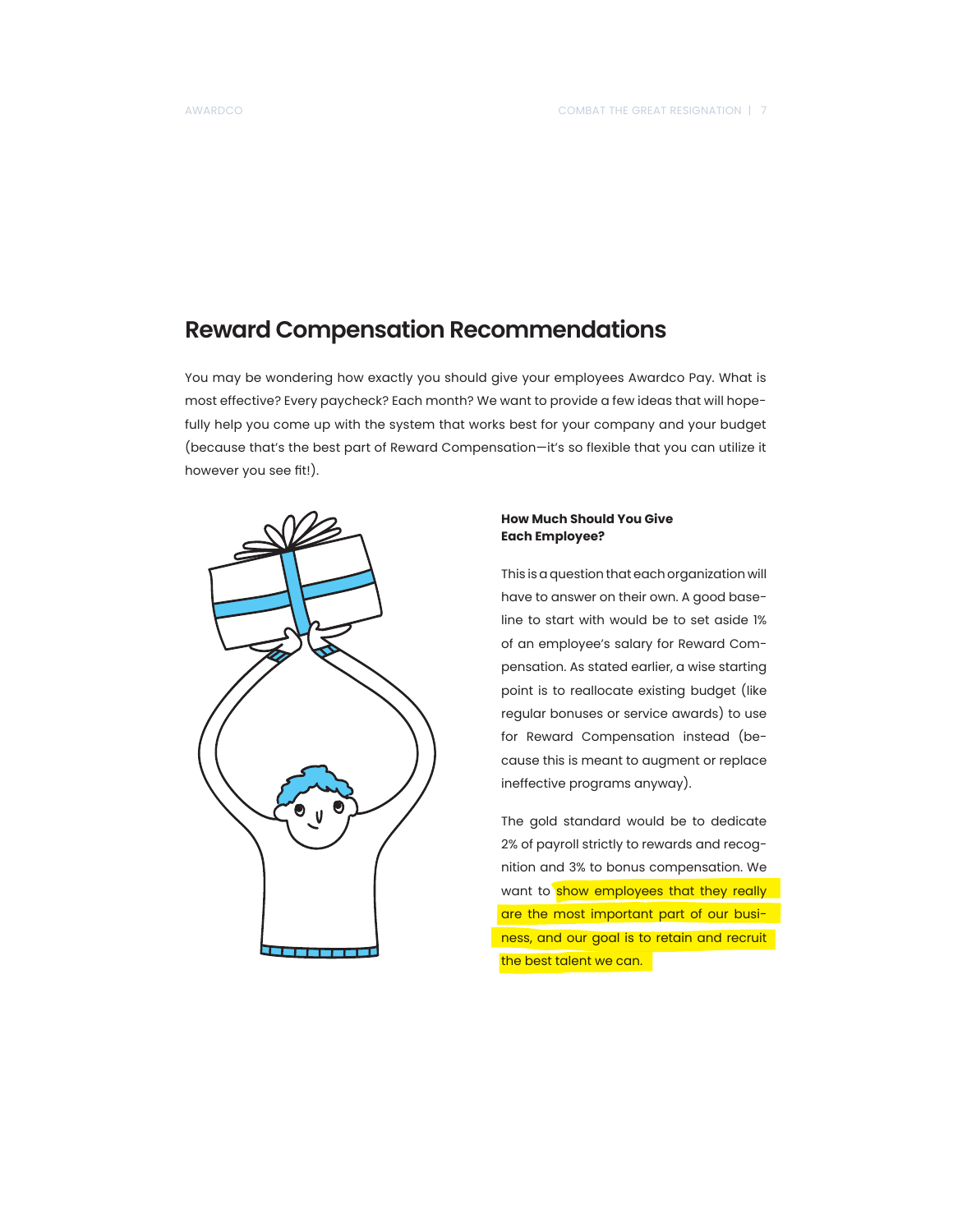## Reward Compensation Recommendations

You may be wondering how exactly you should give your employees Awardco Pay. What is most effective? Every paycheck? Each month? We want to provide a few ideas that will hopefully help you come up with the system that works best for your company and your budget (because that's the best part of Reward Compensation—it's so flexible that you can utilize it however you see fit!).

### How Much Should You Give Each Employee?

This is a question that each organization will have to answer on their own. A good baseline to start with would be to set aside 1% of an employee's salary for Reward Compensation. As stated earlier, a wise starting point is to reallocate existing budget (like regular bonuses or service awards) to use for Reward Compensation instead (because this is meant to augment or replace ineffective programs anyway).

The gold standard would be to dedicate 2% of payroll strictly to rewards and recognition and 3% to bonus compensation. We want to show employees that they really are the most important part of our business, and our goal is to retain and recruit the best talent we can.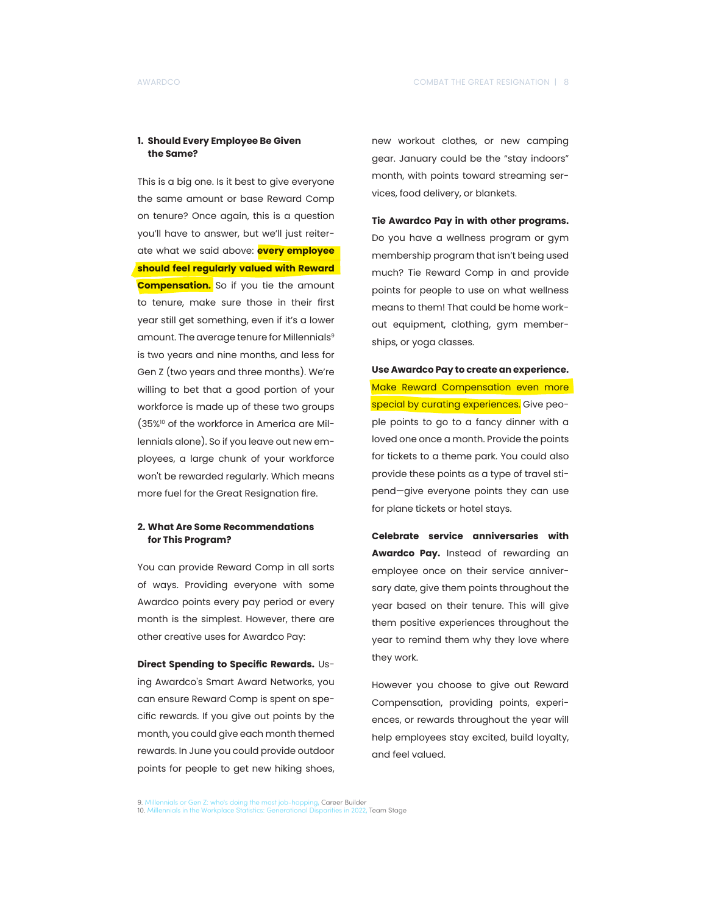### 1. Should Every Employee Be Given the Same?

This is a big one. Is it best to give everyone the same amount or base Reward Comp on tenure? Once again, this is a question you'll have to answer, but we'll just reiterate what we said above: **every employee should feel regularly valued with Reward Compensation.** So if you tie the amount to tenure, make sure those in their first year still get something, even if it's a lower amount. The average tenure for Millennials[9] is two years and nine months, and less for Gen Z (two years and three months). We're willing to bet that a good portion of your workforce is made up of these two groups (35%[10] of the workforce in America are Millennials alone). So if you leave out new employees, a large chunk of your workforce won't be rewarded regularly. Which means more fuel for the Great Resignation fire.

### 2. What Are Some Recommendations for This Program?

You can provide Reward Comp in all sorts of ways. Providing everyone with some Awardco points every pay period or every month is the simplest. However, there are other creative uses for Awardco Pay:

**Direct Spending to Specific Rewards.** Using Awardco's Smart Award Networks, you can ensure Reward Comp is spent on specific rewards. If you give out points by the month, you could give each month themed rewards. In June you could provide outdoor points for people to get new hiking shoes, new workout clothes, or new camping gear. January could be the "stay indoors" month, with points toward streaming services, food delivery, or blankets.

**Tie Awardco Pay in with other programs.** Do you have a wellness program or gym membership program that isn't being used much? Tie Reward Comp in and provide points for people to use on what wellness means to them! That could be home workout equipment, clothing, gym memberships, or yoga classes.

**Use Awardco Pay to create an experience.** Make Reward Compensation even more special by curating experiences. Give people points to go to a fancy dinner with a loved one once a month. Provide the points for tickets to a theme park. You could also provide these points as a type of travel stipend—give everyone points they can use for plane tickets or hotel stays.

**Celebrate service anniversaries with Awardco Pay.** Instead of rewarding an employee once on their service anniversary date, give them points throughout the year based on their tenure. This will give them positive experiences throughout the year to remind them why they love where they work.

However you choose to give out Reward Compensation, providing points, experiences, or rewards throughout the year will help employees stay excited, build loyalty, and feel valued.

9. Millennials or Gen Z: who's doing the most job-hopping, Career Builder
10. Millennials in the Workplace Statistics: Generational Disparities in 2022, Team Stage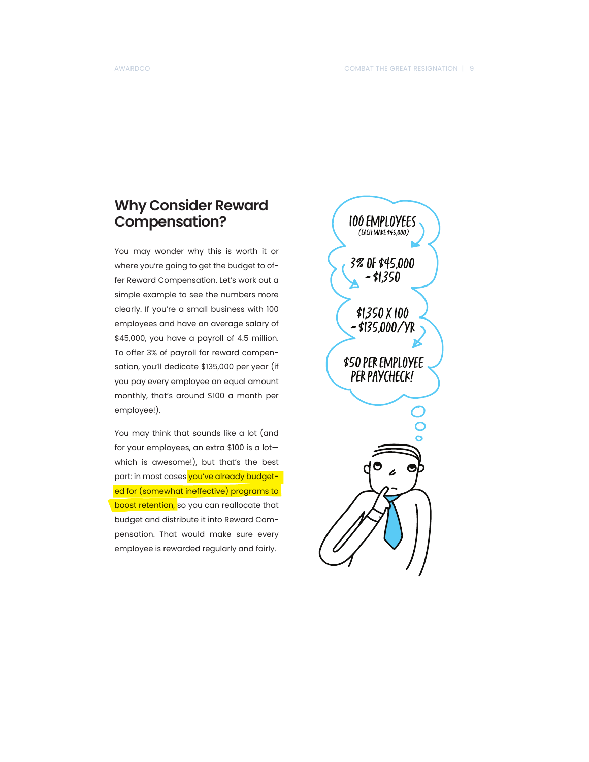## Why Consider Reward Compensation?

You may wonder why this is worth it or where you're going to get the budget to offer Reward Compensation. Let's work out a simple example to see the numbers more clearly. If you're a small business with 100 employees and have an average salary of $45,000, you have a payroll of 4.5 million. To offer 3% of payroll for reward compensation, you'll dedicate $135,000 per year (if you pay every employee an equal amount monthly, that's around $100 a month per employee!).

You may think that sounds like a lot (and for your employees, an extra $100 is a lot—which is awesome!), but that's the best part: in most cases you've already budgeted for (somewhat ineffective) programs to boost retention, so you can reallocate that budget and distribute it into Reward Compensation. That would make sure every employee is rewarded regularly and fairly.

100 EMPLOYEES (EACH MAKE $45,000)

3% OF $45,000 = $1,350

$1,350 X 100 = $135,000/YR

$50 PER EMPLOYEE PER PAYCHECK!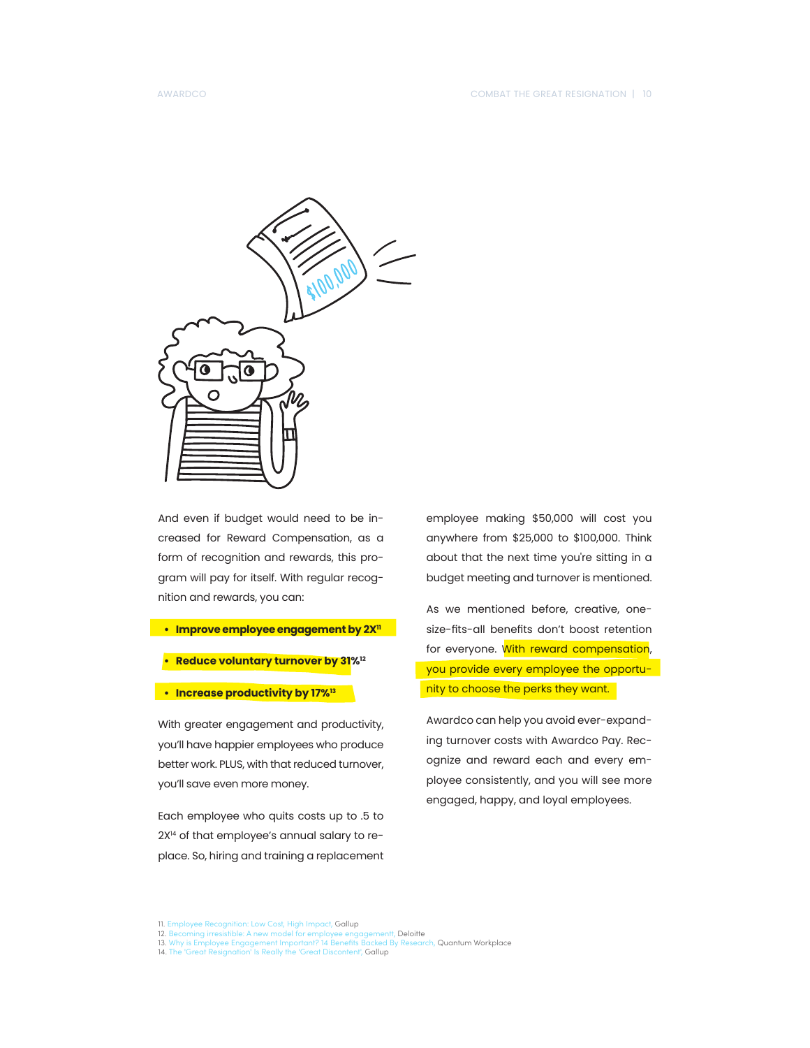And even if budget would need to be increased for Reward Compensation, as a form of recognition and rewards, this program will pay for itself. With regular recognition and rewards, you can:

- **Improve employee engagement by 2X[11]**
- **Reduce voluntary turnover by 31%[12]**
- **Increase productivity by 17%[13]**

With greater engagement and productivity, you'll have happier employees who produce better work. PLUS, with that reduced turnover, you'll save even more money.

Each employee who quits costs up to .5 to 2X[14] of that employee's annual salary to replace. So, hiring and training a replacement employee making $50,000 will cost you anywhere from $25,000 to $100,000. Think about that the next time you're sitting in a budget meeting and turnover is mentioned.

As we mentioned before, creative, one-size-fits-all benefits don't boost retention for everyone. With reward compensation, you provide every employee the opportunity to choose the perks they want.

Awardco can help you avoid ever-expanding turnover costs with Awardco Pay. Recognize and reward each and every employee consistently, and you will see more engaged, happy, and loyal employees.

11. Employee Recognition: Low Cost, High Impact, Gallup
12. Becoming irresistible: A new model for employee engagementt, Deloitte
13. Why is Employee Engagement Important? 14 Benefits Backed By Research, Quantum Workplace
14. The 'Great Resignation' Is Really the 'Great Discontent', Gallup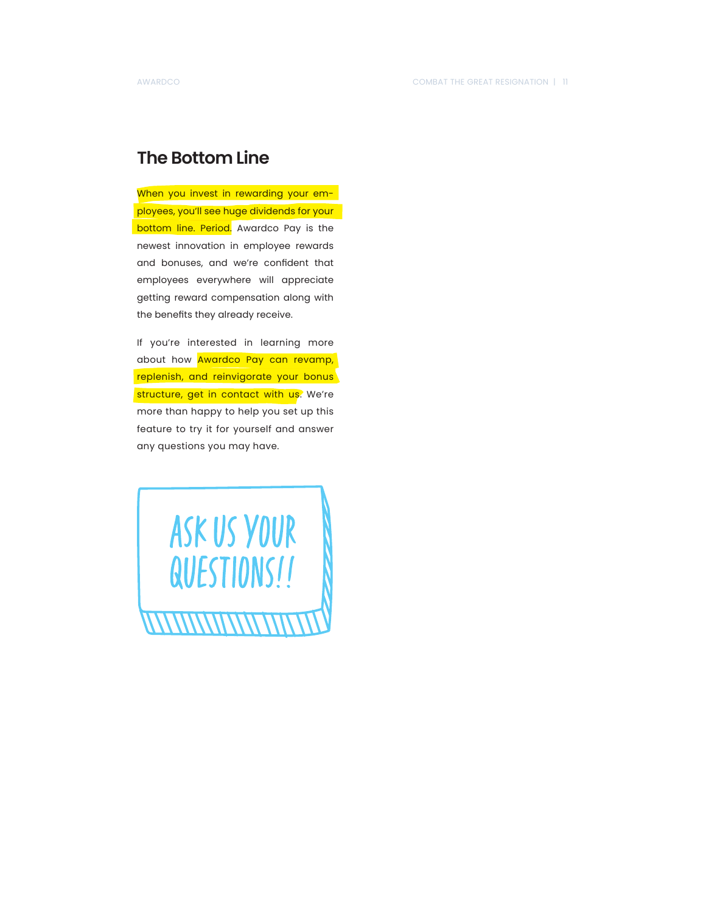## The Bottom Line

When you invest in rewarding your employees, you'll see huge dividends for your bottom line. Period. Awardco Pay is the newest innovation in employee rewards and bonuses, and we're confident that employees everywhere will appreciate getting reward compensation along with the benefits they already receive.

If you're interested in learning more about how Awardco Pay can revamp, replenish, and reinvigorate your bonus structure, get in contact with us. We're more than happy to help you set up this feature to try it for yourself and answer any questions you may have.

ASK US YOUR QUESTIONS!!